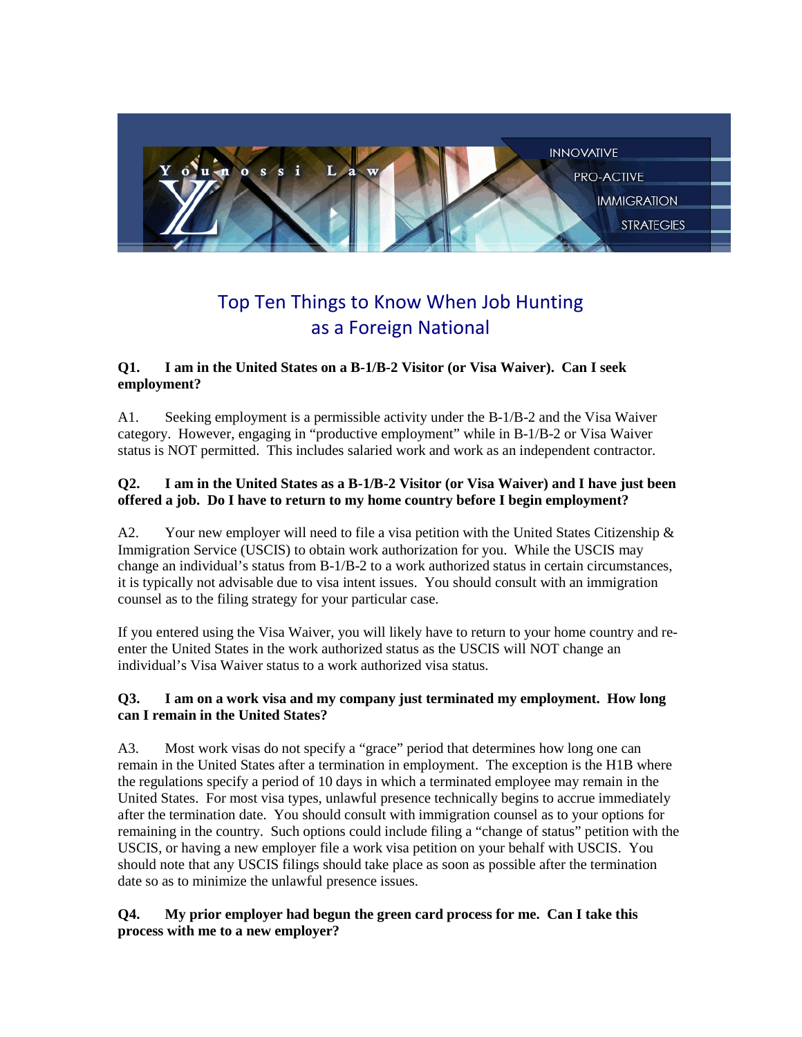Younossi Law

INNOVATIVE PRO-ACTIVE IMMIGRATION STRATEGIES

# Top Ten Things to Know When Job Hunting as a Foreign National

**Q1. I am in the United States on a B-1/B-2 Visitor (or Visa Waiver). Can I seek employment?**

A1. Seeking employment is a permissible activity under the B-1/B-2 and the Visa Waiver category. However, engaging in "productive employment" while in B-1/B-2 or Visa Waiver status is NOT permitted. This includes salaried work and work as an independent contractor.

**Q2. I am in the United States as a B-1/B-2 Visitor (or Visa Waiver) and I have just been offered a job. Do I have to return to my home country before I begin employment?**

A2. Your new employer will need to file a visa petition with the United States Citizenship & Immigration Service (USCIS) to obtain work authorization for you. While the USCIS may change an individual's status from B-1/B-2 to a work authorized status in certain circumstances, it is typically not advisable due to visa intent issues. You should consult with an immigration counsel as to the filing strategy for your particular case.

If you entered using the Visa Waiver, you will likely have to return to your home country and re-enter the United States in the work authorized status as the USCIS will NOT change an individual's Visa Waiver status to a work authorized visa status.

**Q3. I am on a work visa and my company just terminated my employment. How long can I remain in the United States?**

A3. Most work visas do not specify a "grace" period that determines how long one can remain in the United States after a termination in employment. The exception is the H1B where the regulations specify a period of 10 days in which a terminated employee may remain in the United States. For most visa types, unlawful presence technically begins to accrue immediately after the termination date. You should consult with immigration counsel as to your options for remaining in the country. Such options could include filing a "change of status" petition with the USCIS, or having a new employer file a work visa petition on your behalf with USCIS. You should note that any USCIS filings should take place as soon as possible after the termination date so as to minimize the unlawful presence issues.

**Q4. My prior employer had begun the green card process for me. Can I take this process with me to a new employer?**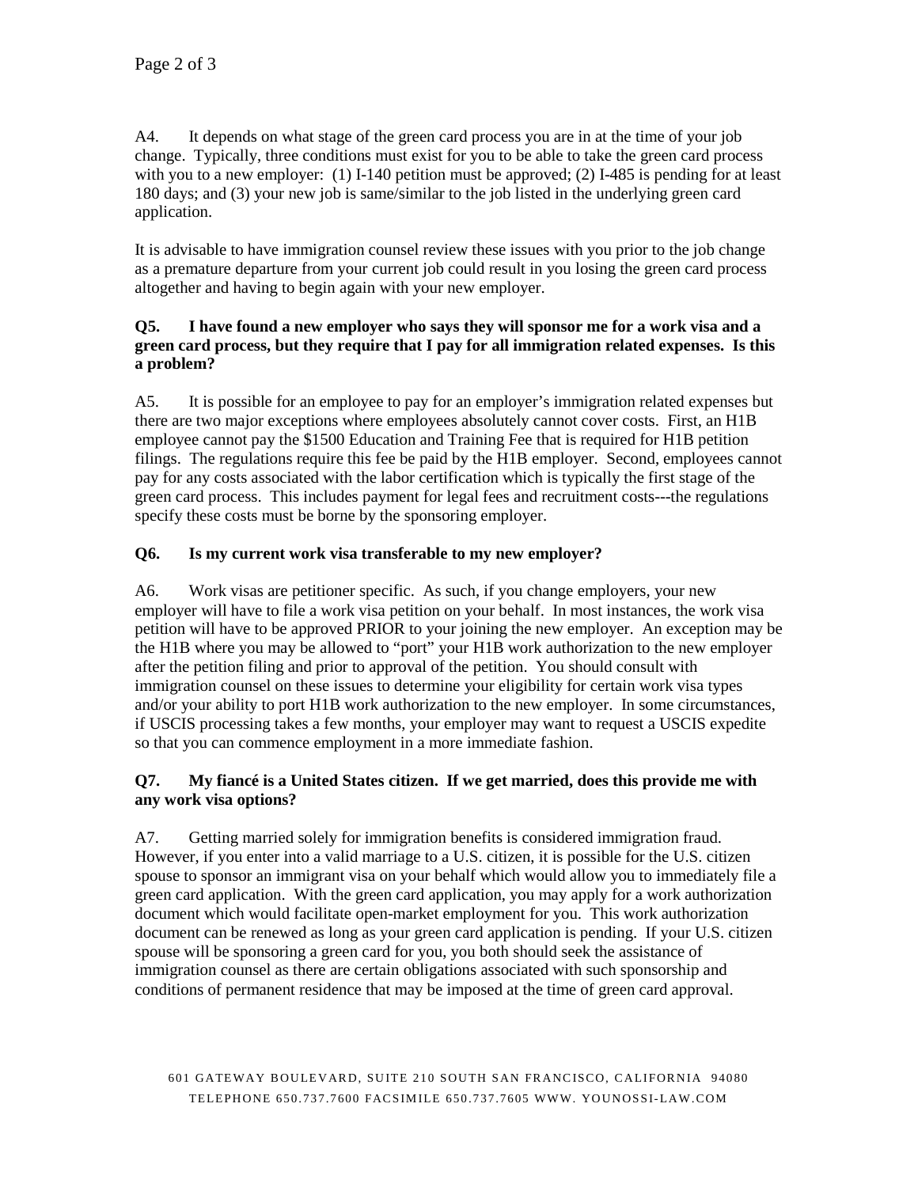A4. It depends on what stage of the green card process you are in at the time of your job change. Typically, three conditions must exist for you to be able to take the green card process with you to a new employer: (1) I-140 petition must be approved; (2) I-485 is pending for at least 180 days; and (3) your new job is same/similar to the job listed in the underlying green card application.

It is advisable to have immigration counsel review these issues with you prior to the job change as a premature departure from your current job could result in you losing the green card process altogether and having to begin again with your new employer.

**Q5. I have found a new employer who says they will sponsor me for a work visa and a green card process, but they require that I pay for all immigration related expenses. Is this a problem?**

A5. It is possible for an employee to pay for an employer's immigration related expenses but there are two major exceptions where employees absolutely cannot cover costs. First, an H1B employee cannot pay the $1500 Education and Training Fee that is required for H1B petition filings. The regulations require this fee be paid by the H1B employer. Second, employees cannot pay for any costs associated with the labor certification which is typically the first stage of the green card process. This includes payment for legal fees and recruitment costs---the regulations specify these costs must be borne by the sponsoring employer.

**Q6. Is my current work visa transferable to my new employer?**

A6. Work visas are petitioner specific. As such, if you change employers, your new employer will have to file a work visa petition on your behalf. In most instances, the work visa petition will have to be approved PRIOR to your joining the new employer. An exception may be the H1B where you may be allowed to "port" your H1B work authorization to the new employer after the petition filing and prior to approval of the petition. You should consult with immigration counsel on these issues to determine your eligibility for certain work visa types and/or your ability to port H1B work authorization to the new employer. In some circumstances, if USCIS processing takes a few months, your employer may want to request a USCIS expedite so that you can commence employment in a more immediate fashion.

**Q7. My fiancé is a United States citizen. If we get married, does this provide me with any work visa options?**

A7. Getting married solely for immigration benefits is considered immigration fraud. However, if you enter into a valid marriage to a U.S. citizen, it is possible for the U.S. citizen spouse to sponsor an immigrant visa on your behalf which would allow you to immediately file a green card application. With the green card application, you may apply for a work authorization document which would facilitate open-market employment for you. This work authorization document can be renewed as long as your green card application is pending. If your U.S. citizen spouse will be sponsoring a green card for you, you both should seek the assistance of immigration counsel as there are certain obligations associated with such sponsorship and conditions of permanent residence that may be imposed at the time of green card approval.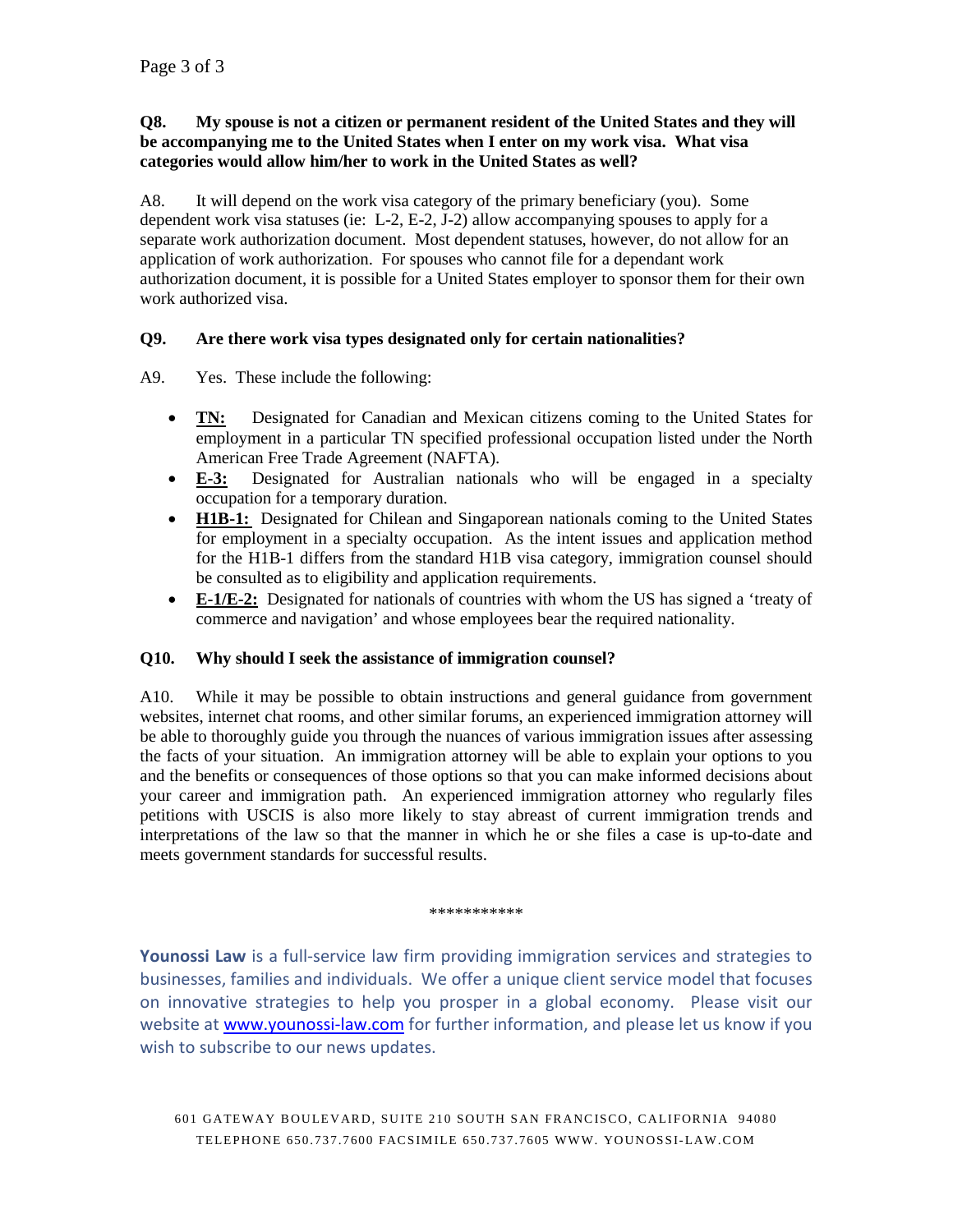**Q8. My spouse is not a citizen or permanent resident of the United States and they will be accompanying me to the United States when I enter on my work visa. What visa categories would allow him/her to work in the United States as well?**

A8. It will depend on the work visa category of the primary beneficiary (you). Some dependent work visa statuses (ie: L-2, E-2, J-2) allow accompanying spouses to apply for a separate work authorization document. Most dependent statuses, however, do not allow for an application of work authorization. For spouses who cannot file for a dependant work authorization document, it is possible for a United States employer to sponsor them for their own work authorized visa.

**Q9. Are there work visa types designated only for certain nationalities?**

A9. Yes. These include the following:

- **TN:** Designated for Canadian and Mexican citizens coming to the United States for employment in a particular TN specified professional occupation listed under the North American Free Trade Agreement (NAFTA).
- **E-3:** Designated for Australian nationals who will be engaged in a specialty occupation for a temporary duration.
- **H1B-1:** Designated for Chilean and Singaporean nationals coming to the United States for employment in a specialty occupation. As the intent issues and application method for the H1B-1 differs from the standard H1B visa category, immigration counsel should be consulted as to eligibility and application requirements.
- **E-1/E-2:** Designated for nationals of countries with whom the US has signed a 'treaty of commerce and navigation' and whose employees bear the required nationality.

**Q10. Why should I seek the assistance of immigration counsel?**

A10. While it may be possible to obtain instructions and general guidance from government websites, internet chat rooms, and other similar forums, an experienced immigration attorney will be able to thoroughly guide you through the nuances of various immigration issues after assessing the facts of your situation. An immigration attorney will be able to explain your options to you and the benefits or consequences of those options so that you can make informed decisions about your career and immigration path. An experienced immigration attorney who regularly files petitions with USCIS is also more likely to stay abreast of current immigration trends and interpretations of the law so that the manner in which he or she files a case is up-to-date and meets government standards for successful results.

***********

**Younossi Law** is a full-service law firm providing immigration services and strategies to businesses, families and individuals. We offer a unique client service model that focuses on innovative strategies to help you prosper in a global economy. Please visit our website at [www.younossi-law.com](http://www.younossi-law.com) for further information, and please let us know if you wish to subscribe to our news updates.

601 GATEWAY BOULEVARD, SUITE 210 SOUTH SAN FRANCISCO, CALIFORNIA 94080
TELEPHONE 650.737.7600 FACSIMILE 650.737.7605 WWW. YOUNOSSI-LAW.COM